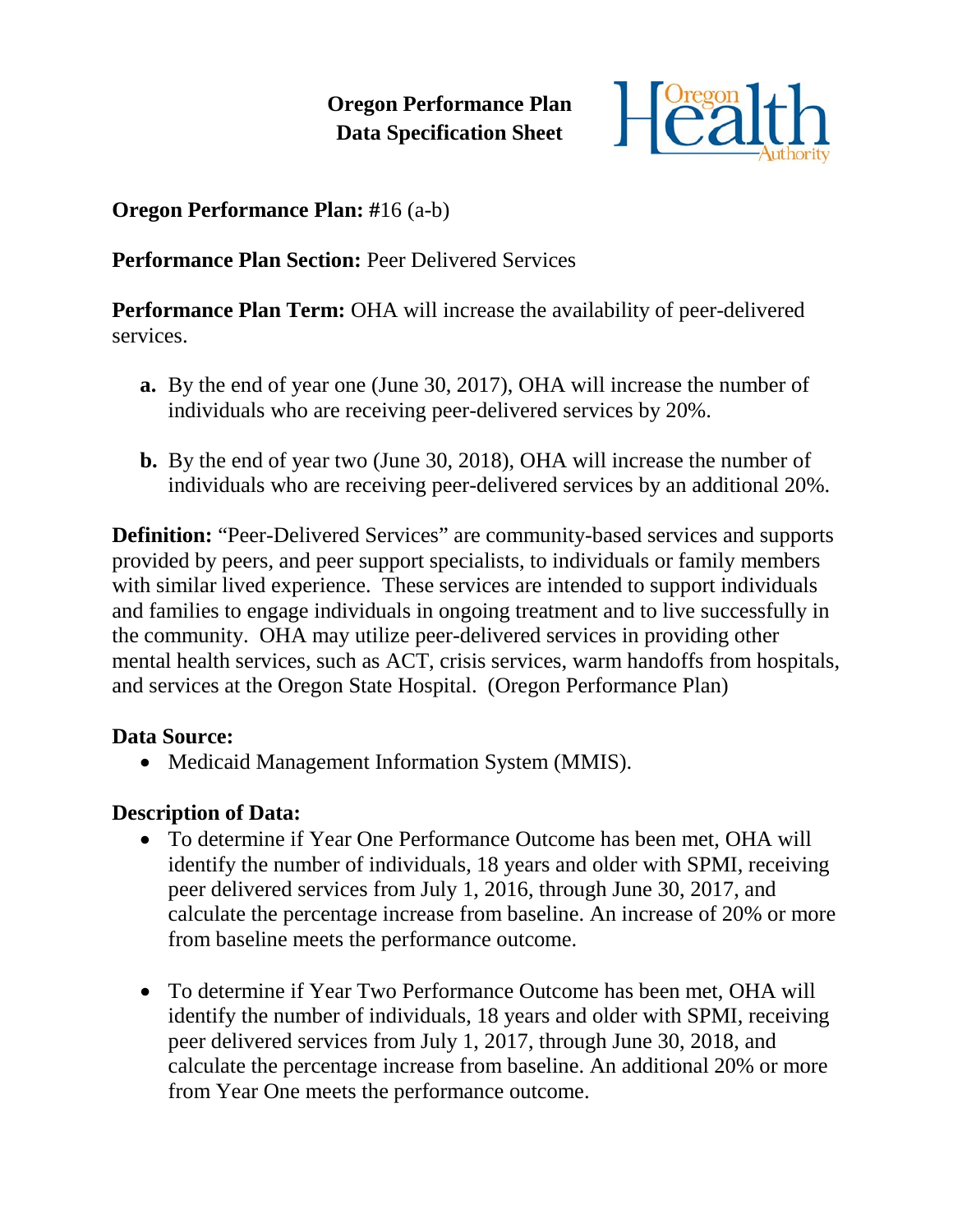# Oregon Performance Plan
# Data Specification Sheet

**Oregon Performance Plan:** **#**16 (a-b)

**Performance Plan Section:** Peer Delivered Services

**Performance Plan Term:** OHA will increase the availability of peer-delivered services.

- **a.** By the end of year one (June 30, 2017), OHA will increase the number of individuals who are receiving peer-delivered services by 20%.
- **b.** By the end of year two (June 30, 2018), OHA will increase the number of individuals who are receiving peer-delivered services by an additional 20%.

**Definition:** "Peer-Delivered Services" are community-based services and supports provided by peers, and peer support specialists, to individuals or family members with similar lived experience. These services are intended to support individuals and families to engage individuals in ongoing treatment and to live successfully in the community. OHA may utilize peer-delivered services in providing other mental health services, such as ACT, crisis services, warm handoffs from hospitals, and services at the Oregon State Hospital. (Oregon Performance Plan)

**Data Source:**

- Medicaid Management Information System (MMIS).

**Description of Data:**

- To determine if Year One Performance Outcome has been met, OHA will identify the number of individuals, 18 years and older with SPMI, receiving peer delivered services from July 1, 2016, through June 30, 2017, and calculate the percentage increase from baseline. An increase of 20% or more from baseline meets the performance outcome.
- To determine if Year Two Performance Outcome has been met, OHA will identify the number of individuals, 18 years and older with SPMI, receiving peer delivered services from July 1, 2017, through June 30, 2018, and calculate the percentage increase from baseline. An additional 20% or more from Year One meets the performance outcome.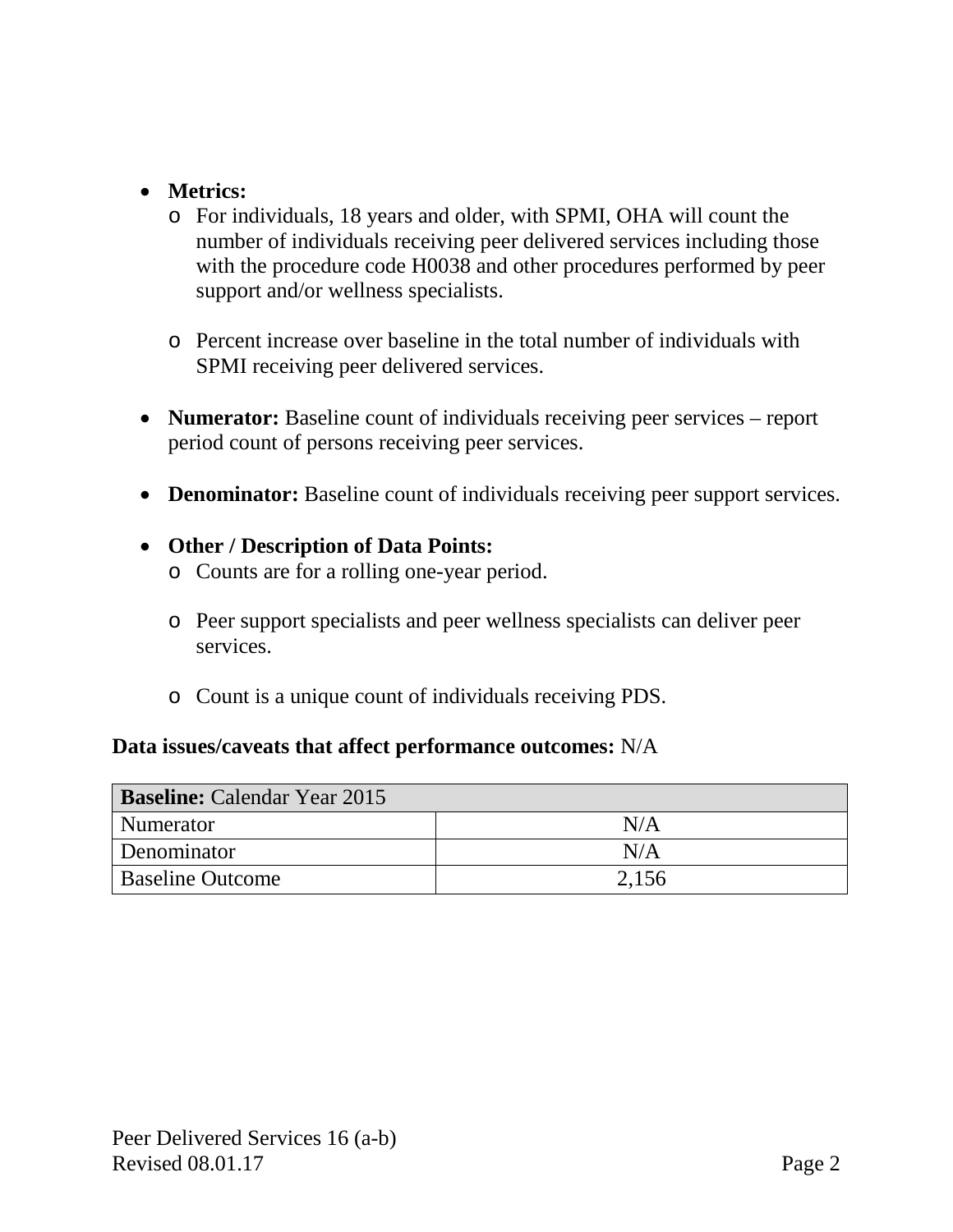- **Metrics:**
  - For individuals, 18 years and older, with SPMI, OHA will count the number of individuals receiving peer delivered services including those with the procedure code H0038 and other procedures performed by peer support and/or wellness specialists.
  - Percent increase over baseline in the total number of individuals with SPMI receiving peer delivered services.
- **Numerator:** Baseline count of individuals receiving peer services – report period count of persons receiving peer services.
- **Denominator:** Baseline count of individuals receiving peer support services.
- **Other / Description of Data Points:**
  - Counts are for a rolling one-year period.
  - Peer support specialists and peer wellness specialists can deliver peer services.
  - Count is a unique count of individuals receiving PDS.

**Data issues/caveats that affect performance outcomes:** N/A

| **Baseline:** Calendar Year 2015 | |
|---|---|
| Numerator | N/A |
| Denominator | N/A |
| Baseline Outcome | 2,156 |